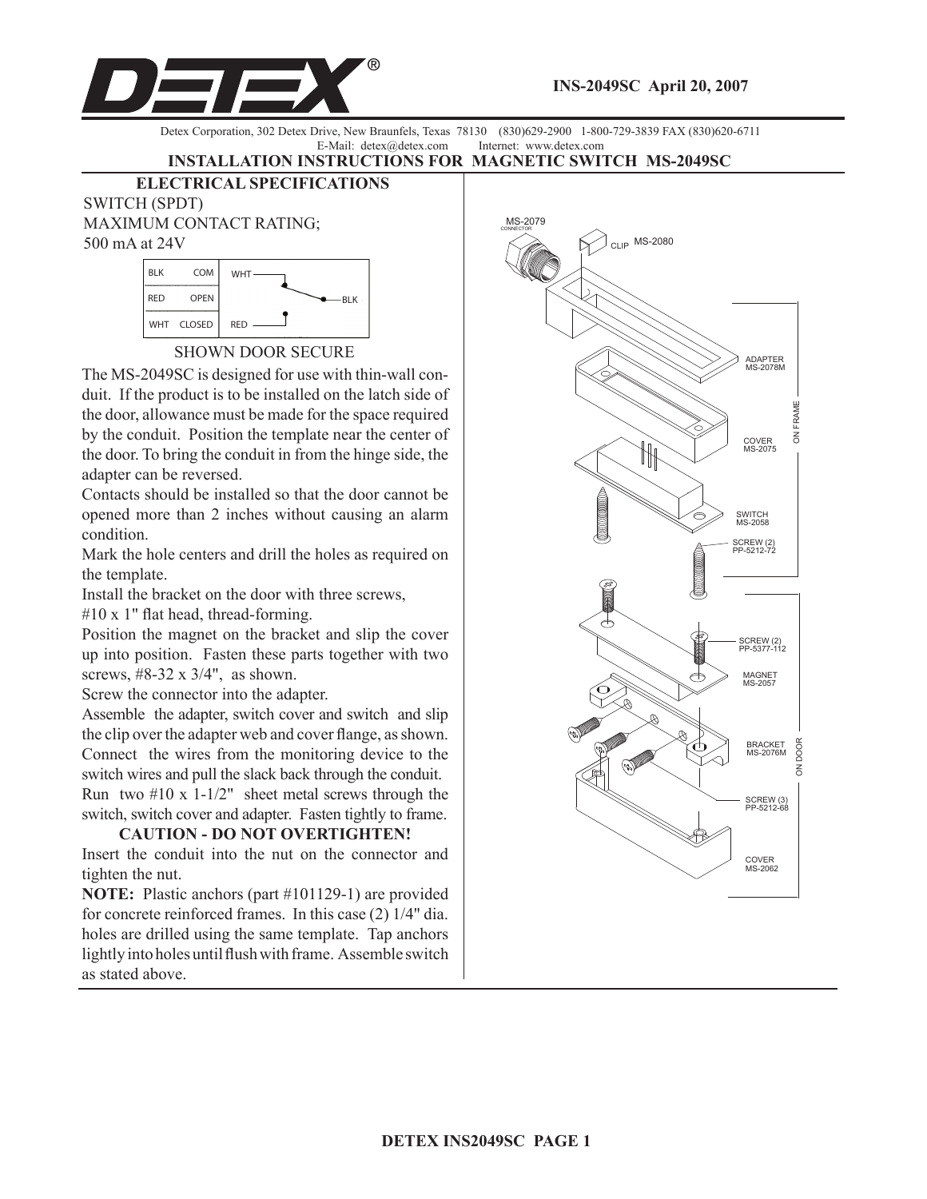**INS-2049SC April 20, 2007**

Detex Corporation, 302 Detex Drive, New Braunfels, Texas 78130 (830)629-2900 1-800-729-3839 FAX (830)620-6711
E-Mail: detex@detex.com Internet: www.detex.com

# INSTALLATION INSTRUCTIONS FOR MAGNETIC SWITCH MS-2049SC

## ELECTRICAL SPECIFICATIONS

SWITCH (SPDT)
MAXIMUM CONTACT RATING;
500 mA at 24V

| | |
|---|---|
| BLK | COM |
| RED | OPEN |
| WHT | CLOSED |

SHOWN DOOR SECURE

The MS-2049SC is designed for use with thin-wall conduit. If the product is to be installed on the latch side of the door, allowance must be made for the space required by the conduit. Position the template near the center of the door. To bring the conduit in from the hinge side, the adapter can be reversed.

Contacts should be installed so that the door cannot be opened more than 2 inches without causing an alarm condition.

Mark the hole centers and drill the holes as required on the template.

Install the bracket on the door with three screws, #10 x 1" flat head, thread-forming.

Position the magnet on the bracket and slip the cover up into position. Fasten these parts together with two screws, #8-32 x 3/4", as shown.

Screw the connector into the adapter.

Assemble the adapter, switch cover and switch and slip the clip over the adapter web and cover flange, as shown.

Connect the wires from the monitoring device to the switch wires and pull the slack back through the conduit.

Run two #10 x 1-1/2" sheet metal screws through the switch, switch cover and adapter. Fasten tightly to frame.

**CAUTION - DO NOT OVERTIGHTEN!**

Insert the conduit into the nut on the connector and tighten the nut.

**NOTE:** Plastic anchors (part #101129-1) are provided for concrete reinforced frames. In this case (2) 1/4" dia. holes are drilled using the same template. Tap anchors lightly into holes until flush with frame. Assemble switch as stated above.

MS-2079 CONNECTOR
CLIP MS-2080
ADAPTER MS-2078M
COVER MS-2075
SWITCH MS-2058
SCREW (2) PP-5212-72
ON FRAME
SCREW (2) PP-5377-112
MAGNET MS-2057
BRACKET MS-2076M
SCREW (3) PP-5212-68
COVER MS-2062
ON DOOR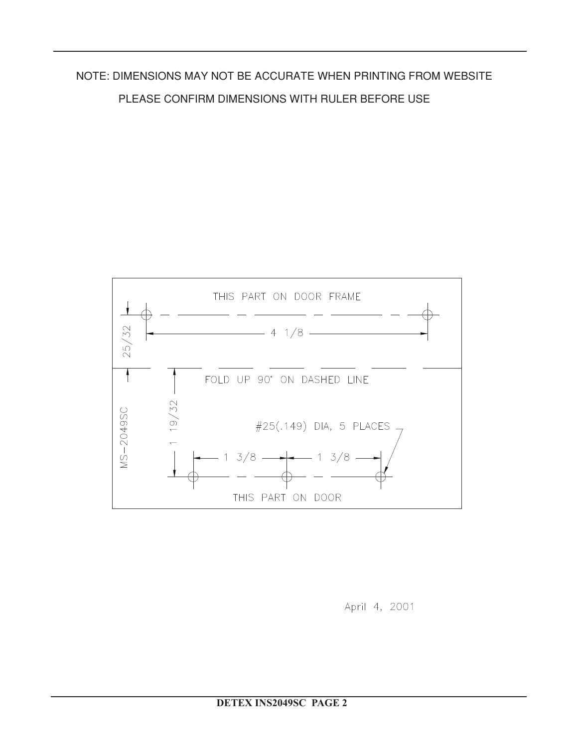NOTE: DIMENSIONS MAY NOT BE ACCURATE WHEN PRINTING FROM WEBSITE

PLEASE CONFIRM DIMENSIONS WITH RULER BEFORE USE

THIS PART ON DOOR FRAME

25/32

4 1/8

FOLD UP 90° ON DASHED LINE

MS-2049SC

1 19/32

#25(.149) DIA, 5 PLACES

1 3/8

1 3/8

THIS PART ON DOOR

April 4, 2001